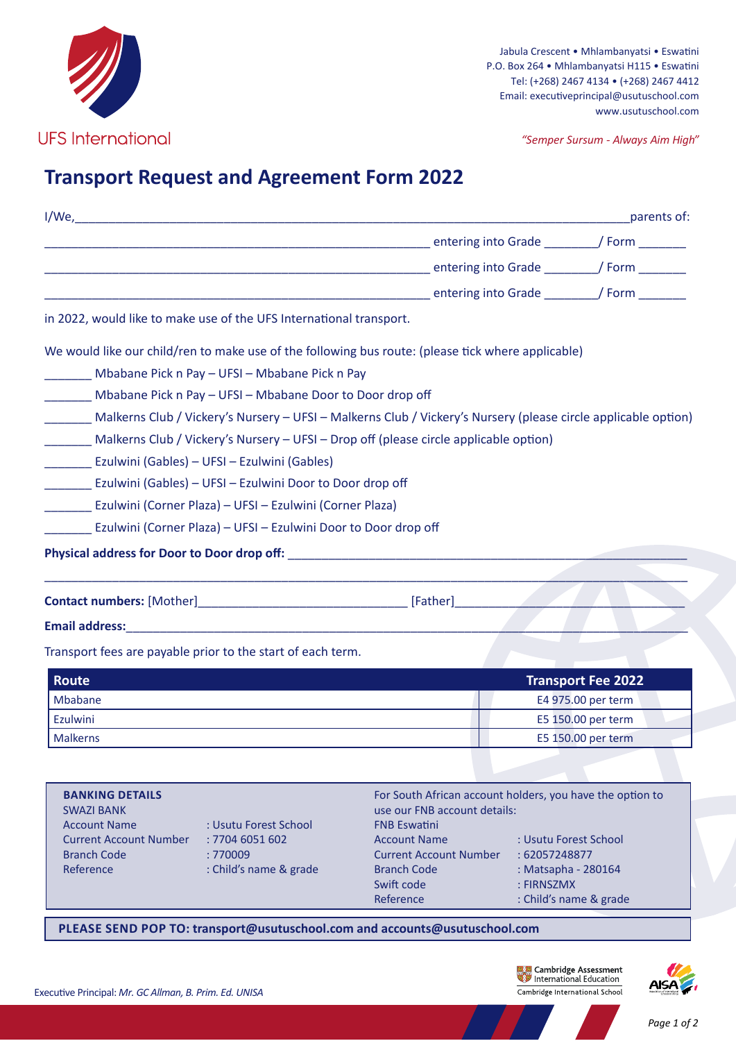UFS International

Jabula Crescent • Mhlambanyatsi • Eswatini
P.O. Box 264 • Mhlambanyatsi H115 • Eswatini
Tel: (+268) 2467 4134 • (+268) 2467 4412
Email: executiveprincipal@usutuschool.com
www.usutuschool.com

*"Semper Sursum - Always Aim High"*

# Transport Request and Agreement Form 2022

I/We,\_\_\_\_\_\_\_\_\_\_\_\_\_\_\_\_\_\_\_\_\_\_\_\_\_\_\_\_\_\_\_\_\_\_\_\_\_\_\_\_\_\_\_\_\_\_\_\_\_\_\_\_\_\_\_\_\_\_\_\_\_\_\_\_\_\_\_\_\_\_\_\_\_\_parents of:

\_\_\_\_\_\_\_\_\_\_\_\_\_\_\_\_\_\_\_\_\_\_\_\_\_\_\_\_\_\_\_\_\_\_\_\_\_\_\_\_\_\_\_\_\_\_\_\_\_\_\_\_\_\_\_\_ entering into Grade \_\_\_\_\_\_\_\_/ Form \_\_\_\_\_\_\_

\_\_\_\_\_\_\_\_\_\_\_\_\_\_\_\_\_\_\_\_\_\_\_\_\_\_\_\_\_\_\_\_\_\_\_\_\_\_\_\_\_\_\_\_\_\_\_\_\_\_\_\_\_\_\_\_ entering into Grade \_\_\_\_\_\_\_\_/ Form \_\_\_\_\_\_\_

\_\_\_\_\_\_\_\_\_\_\_\_\_\_\_\_\_\_\_\_\_\_\_\_\_\_\_\_\_\_\_\_\_\_\_\_\_\_\_\_\_\_\_\_\_\_\_\_\_\_\_\_\_\_\_\_ entering into Grade \_\_\_\_\_\_\_\_/ Form \_\_\_\_\_\_\_

in 2022, would like to make use of the UFS International transport.

We would like our child/ren to make use of the following bus route: (please tick where applicable)

\_\_\_\_\_\_\_ Mbabane Pick n Pay – UFSI – Mbabane Pick n Pay

\_\_\_\_\_\_\_ Mbabane Pick n Pay – UFSI – Mbabane Door to Door drop off

\_\_\_\_\_\_\_ Malkerns Club / Vickery's Nursery – UFSI – Malkerns Club / Vickery's Nursery (please circle applicable option)

\_\_\_\_\_\_\_ Malkerns Club / Vickery's Nursery – UFSI – Drop off (please circle applicable option)

\_\_\_\_\_\_\_ Ezulwini (Gables) – UFSI – Ezulwini (Gables)

\_\_\_\_\_\_\_ Ezulwini (Gables) – UFSI – Ezulwini Door to Door drop off

\_\_\_\_\_\_\_ Ezulwini (Corner Plaza) – UFSI – Ezulwini (Corner Plaza)

\_\_\_\_\_\_\_ Ezulwini (Corner Plaza) – UFSI – Ezulwini Door to Door drop off

**Physical address for Door to Door drop off:** \_\_\_\_\_\_\_\_\_\_\_\_\_\_\_\_\_\_\_\_\_\_\_\_\_\_\_\_\_\_\_\_\_\_\_\_\_\_\_\_\_\_\_\_\_\_\_\_\_\_\_\_\_\_\_\_\_\_\_

\_\_\_\_\_\_\_\_\_\_\_\_\_\_\_\_\_\_\_\_\_\_\_\_\_\_\_\_\_\_\_\_\_\_\_\_\_\_\_\_\_\_\_\_\_\_\_\_\_\_\_\_\_\_\_\_\_\_\_\_\_\_\_\_\_\_\_\_\_\_\_\_\_\_\_\_\_\_\_\_\_\_\_\_\_\_\_\_\_\_\_\_\_\_\_\_\_\_

**Contact numbers:** [Mother]\_\_\_\_\_\_\_\_\_\_\_\_\_\_\_\_\_\_\_\_\_\_\_\_\_\_\_\_\_\_\_\_ [Father]\_\_\_\_\_\_\_\_\_\_\_\_\_\_\_\_\_\_\_\_\_\_\_\_\_\_\_\_\_\_\_\_\_\_\_

**Email address:**\_\_\_\_\_\_\_\_\_\_\_\_\_\_\_\_\_\_\_\_\_\_\_\_\_\_\_\_\_\_\_\_\_\_\_\_\_\_\_\_\_\_\_\_\_\_\_\_\_\_\_\_\_\_\_\_\_\_\_\_\_\_\_\_\_\_\_\_\_\_\_\_\_\_\_\_\_\_\_\_\_\_\_\_

Transport fees are payable prior to the start of each term.

| Route | Transport Fee 2022 |
|---|---|
| Mbabane | E4 975.00 per term |
| Ezulwini | E5 150.00 per term |
| Malkerns | E5 150.00 per term |

**BANKING DETAILS**

SWAZI BANK

| | |
|---|---|
| Account Name | : Usutu Forest School |
| Current Account Number | : 7704 6051 602 |
| Branch Code | : 770009 |
| Reference | : Child's name & grade |

For South African account holders, you have the option to use our FNB account details:

FNB Eswatini

| | |
|---|---|
| Account Name | : Usutu Forest School |
| Current Account Number | : 62057248877 |
| Branch Code | : Matsapha - 280164 |
| Swift code | : FIRNSZMX |
| Reference | : Child's name & grade |

**PLEASE SEND POP TO: transport@usutuschool.com and accounts@usutuschool.com**

Executive Principal: *Mr. GC Allman, B. Prim. Ed. UNISA*

Cambridge Assessment International Education — Cambridge International School

AISA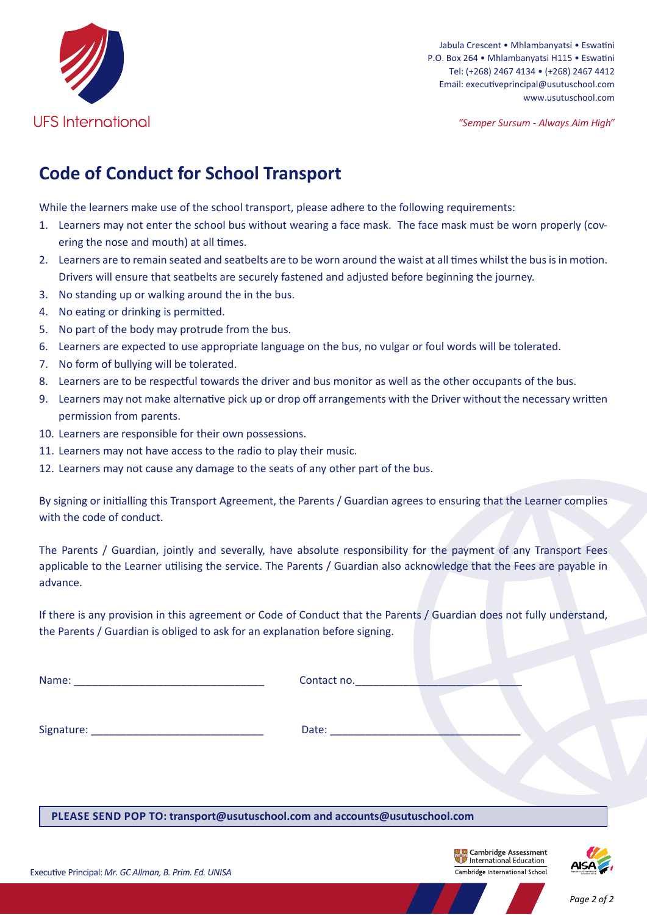UFS International

Jabula Crescent • Mhlambanyatsi • Eswatini
P.O. Box 264 • Mhlambanyatsi H115 • Eswatini
Tel: (+268) 2467 4134 • (+268) 2467 4412
Email: executiveprincipal@usutuschool.com
www.usutuschool.com

*"Semper Sursum - Always Aim High"*

# Code of Conduct for School Transport

While the learners make use of the school transport, please adhere to the following requirements:

1. Learners may not enter the school bus without wearing a face mask. The face mask must be worn properly (covering the nose and mouth) at all times.
2. Learners are to remain seated and seatbelts are to be worn around the waist at all times whilst the bus is in motion. Drivers will ensure that seatbelts are securely fastened and adjusted before beginning the journey.
3. No standing up or walking around the in the bus.
4. No eating or drinking is permitted.
5. No part of the body may protrude from the bus.
6. Learners are expected to use appropriate language on the bus, no vulgar or foul words will be tolerated.
7. No form of bullying will be tolerated.
8. Learners are to be respectful towards the driver and bus monitor as well as the other occupants of the bus.
9. Learners may not make alternative pick up or drop off arrangements with the Driver without the necessary written permission from parents.
10. Learners are responsible for their own possessions.
11. Learners may not have access to the radio to play their music.
12. Learners may not cause any damage to the seats of any other part of the bus.

By signing or initialling this Transport Agreement, the Parents / Guardian agrees to ensuring that the Learner complies with the code of conduct.

The Parents / Guardian, jointly and severally, have absolute responsibility for the payment of any Transport Fees applicable to the Learner utilising the service. The Parents / Guardian also acknowledge that the Fees are payable in advance.

If there is any provision in this agreement or Code of Conduct that the Parents / Guardian does not fully understand, the Parents / Guardian is obliged to ask for an explanation before signing.

Name: ________________________________ Contact no.____________________________

Signature: _____________________________ Date: ________________________________

**PLEASE SEND POP TO: transport@usutuschool.com and accounts@usutuschool.com**

Executive Principal: *Mr. GC Allman, B. Prim. Ed. UNISA*

Cambridge Assessment International Education
Cambridge International School

AISA